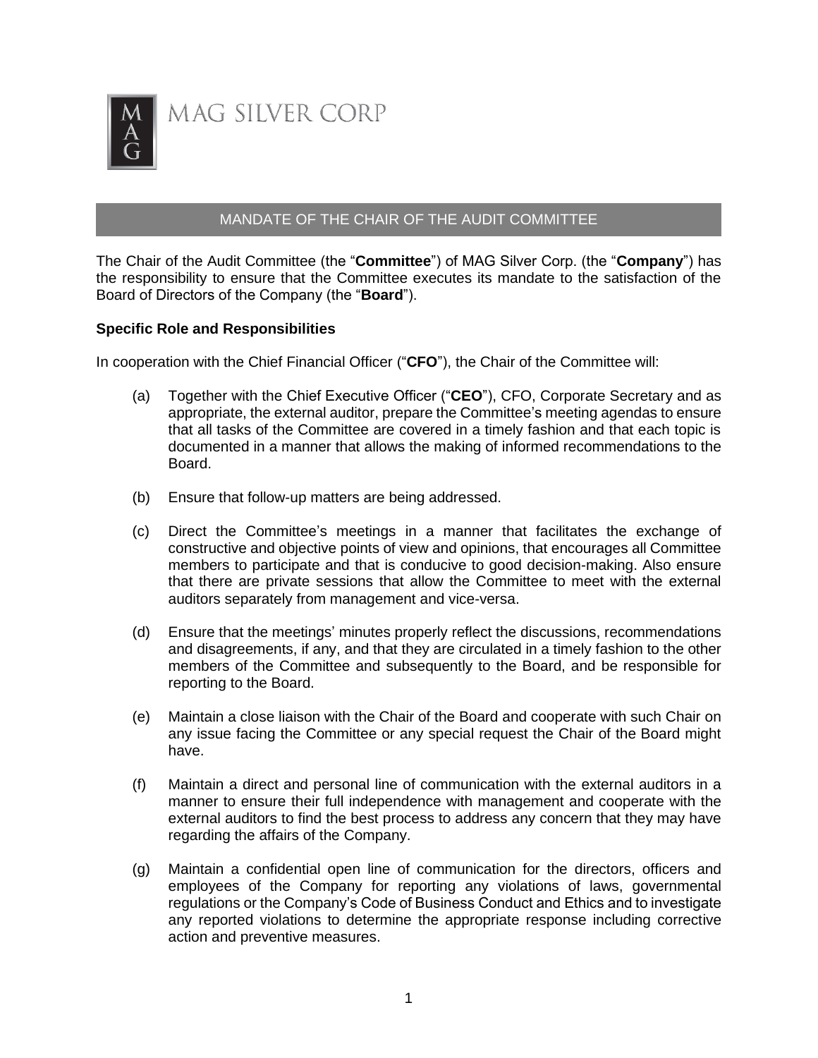MAG SILVER CORP

## MANDATE OF THE CHAIR OF THE AUDIT COMMITTEE

The Chair of the Audit Committee (the "**Committee**") of MAG Silver Corp. (the "**Company**") has the responsibility to ensure that the Committee executes its mandate to the satisfaction of the Board of Directors of the Company (the "**Board**").

### Specific Role and Responsibilities

In cooperation with the Chief Financial Officer ("**CFO**"), the Chair of the Committee will:

(a) Together with the Chief Executive Officer ("**CEO**"), CFO, Corporate Secretary and as appropriate, the external auditor, prepare the Committee's meeting agendas to ensure that all tasks of the Committee are covered in a timely fashion and that each topic is documented in a manner that allows the making of informed recommendations to the Board.

(b) Ensure that follow-up matters are being addressed.

(c) Direct the Committee's meetings in a manner that facilitates the exchange of constructive and objective points of view and opinions, that encourages all Committee members to participate and that is conducive to good decision-making. Also ensure that there are private sessions that allow the Committee to meet with the external auditors separately from management and vice-versa.

(d) Ensure that the meetings' minutes properly reflect the discussions, recommendations and disagreements, if any, and that they are circulated in a timely fashion to the other members of the Committee and subsequently to the Board, and be responsible for reporting to the Board.

(e) Maintain a close liaison with the Chair of the Board and cooperate with such Chair on any issue facing the Committee or any special request the Chair of the Board might have.

(f) Maintain a direct and personal line of communication with the external auditors in a manner to ensure their full independence with management and cooperate with the external auditors to find the best process to address any concern that they may have regarding the affairs of the Company.

(g) Maintain a confidential open line of communication for the directors, officers and employees of the Company for reporting any violations of laws, governmental regulations or the Company's Code of Business Conduct and Ethics and to investigate any reported violations to determine the appropriate response including corrective action and preventive measures.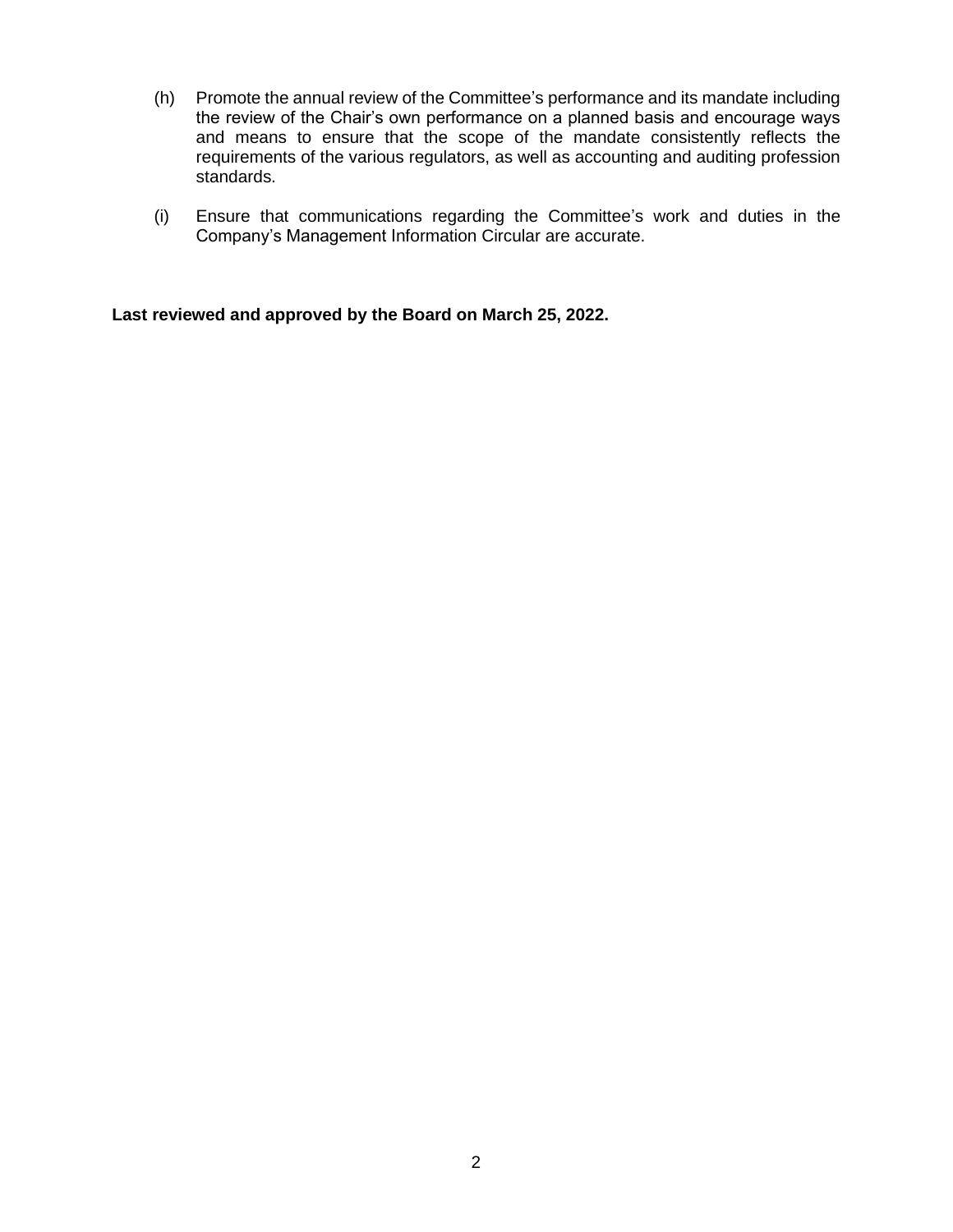(h) Promote the annual review of the Committee's performance and its mandate including the review of the Chair's own performance on a planned basis and encourage ways and means to ensure that the scope of the mandate consistently reflects the requirements of the various regulators, as well as accounting and auditing profession standards.

(i) Ensure that communications regarding the Committee's work and duties in the Company's Management Information Circular are accurate.

**Last reviewed and approved by the Board on March 25, 2022.**